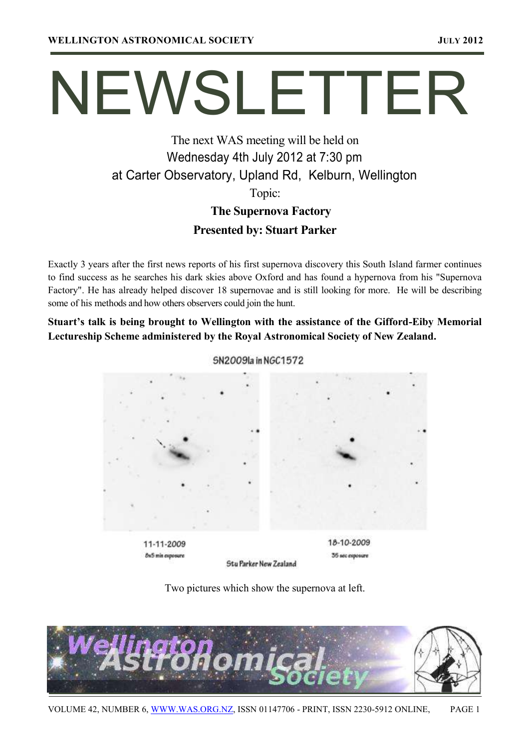# NEWSLETTER

The next WAS meeting will be held on

Wednesday 4th July 2012 at 7:30 pm

at Carter Observatory, Upland Rd, Kelburn, Wellington

Topic:

**The Supernova Factory**

**Presented by: Stuart Parker**

Exactly 3 years after the first news reports of his first supernova discovery this South Island farmer continues to find success as he searches his dark skies above Oxford and has found a hypernova from his "Supernova Factory". He has already helped discover 18 supernovae and is still looking for more. He will be describing some of his methods and how others observers could join the hunt.

**Stuart's talk is being brought to Wellington with the assistance of the Gifford-Eiby Memorial Lectureship Scheme administered by the Royal Astronomical Society of New Zealand.**

SN2009la in NGC1572

11-11-2009
8x5 min exposure

18-10-2009
35 sec exposure

Stu Parker New Zealand

Two pictures which show the supernova at left.

VOLUME 42, NUMBER 6, WWW.WAS.ORG.NZ, ISSN 01147706 - PRINT, ISSN 2230-5912 ONLINE,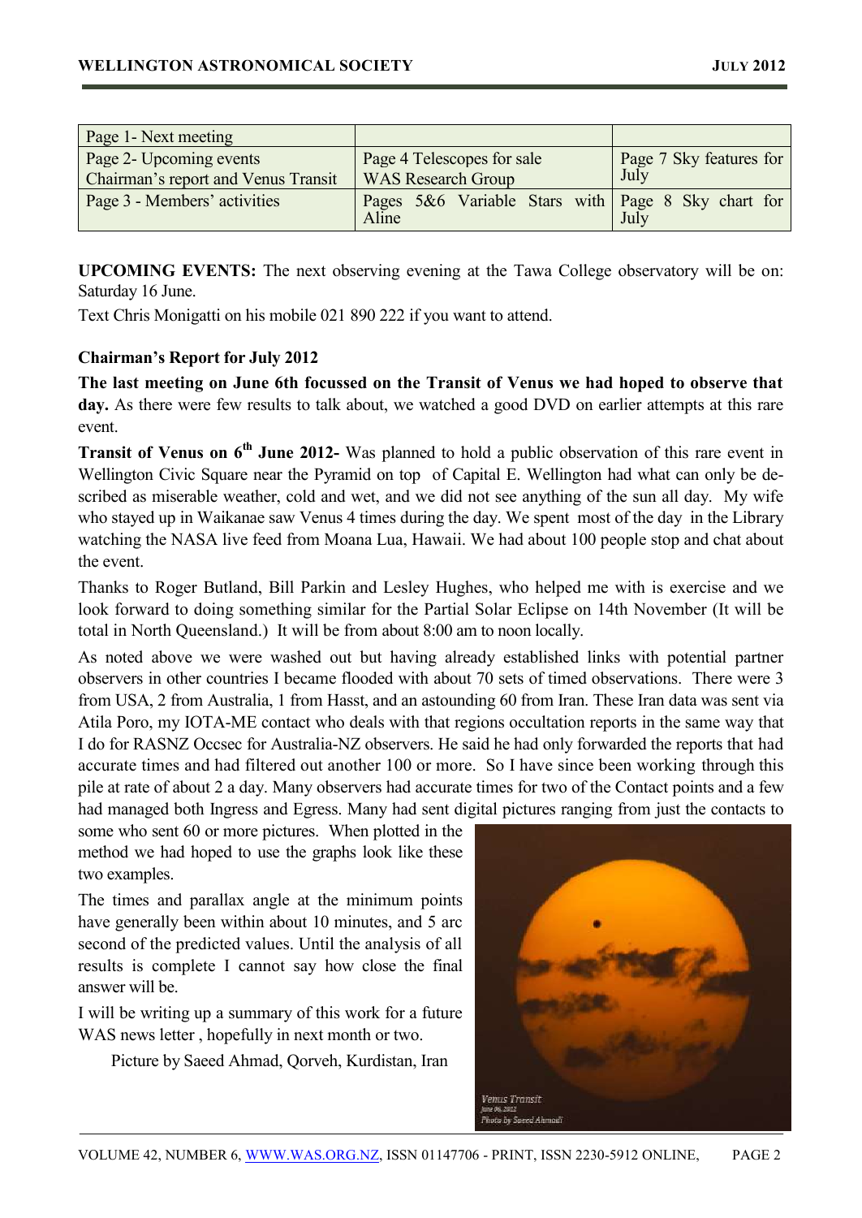| Page 1- Next meeting | | |
|---|---|---|
| Page 2- Upcoming events<br>Chairman's report and Venus Transit | Page 4 Telescopes for sale<br>WAS Research Group | Page 7 Sky features for July |
| Page 3 - Members' activities | Pages 5&6 Variable Stars with Aline | Page 8 Sky chart for July |

**UPCOMING EVENTS:** The next observing evening at the Tawa College observatory will be on: Saturday 16 June.

Text Chris Monigatti on his mobile 021 890 222 if you want to attend.

**Chairman's Report for July 2012**

**The last meeting on June 6th focussed on the Transit of Venus we had hoped to observe that day.** As there were few results to talk about, we watched a good DVD on earlier attempts at this rare event.

**Transit of Venus on 6th June 2012-** Was planned to hold a public observation of this rare event in Wellington Civic Square near the Pyramid on top of Capital E. Wellington had what can only be described as miserable weather, cold and wet, and we did not see anything of the sun all day. My wife who stayed up in Waikanae saw Venus 4 times during the day. We spent most of the day in the Library watching the NASA live feed from Moana Lua, Hawaii. We had about 100 people stop and chat about the event.

Thanks to Roger Butland, Bill Parkin and Lesley Hughes, who helped me with is exercise and we look forward to doing something similar for the Partial Solar Eclipse on 14th November (It will be total in North Queensland.) It will be from about 8:00 am to noon locally.

As noted above we were washed out but having already established links with potential partner observers in other countries I became flooded with about 70 sets of timed observations. There were 3 from USA, 2 from Australia, 1 from Hasst, and an astounding 60 from Iran. These Iran data was sent via Atila Poro, my IOTA-ME contact who deals with that regions occultation reports in the same way that I do for RASNZ Occsec for Australia-NZ observers. He said he had only forwarded the reports that had accurate times and had filtered out another 100 or more. So I have since been working through this pile at rate of about 2 a day. Many observers had accurate times for two of the Contact points and a few had managed both Ingress and Egress. Many had sent digital pictures ranging from just the contacts to some who sent 60 or more pictures. When plotted in the method we had hoped to use the graphs look like these two examples.

The times and parallax angle at the minimum points have generally been within about 10 minutes, and 5 arc second of the predicted values. Until the analysis of all results is complete I cannot say how close the final answer will be.

I will be writing up a summary of this work for a future WAS news letter , hopefully in next month or two.

Picture by Saeed Ahmad, Qorveh, Kurdistan, Iran

Venus Transit
June 06, 2012
Photo by Saeed Ahmadi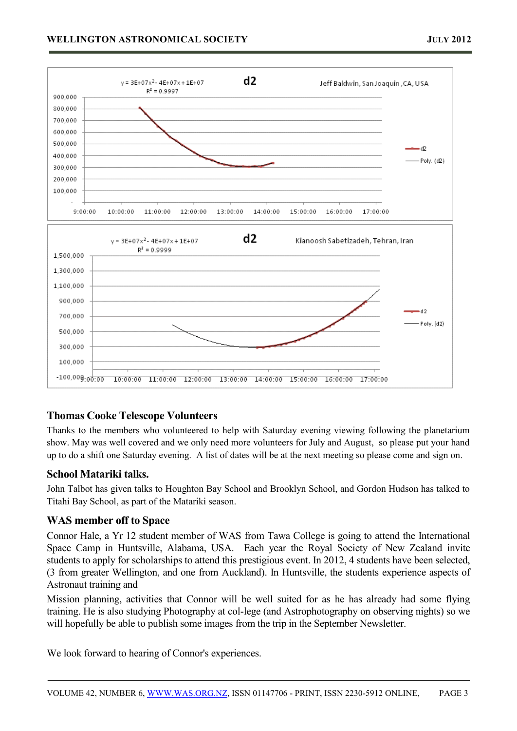## Thomas Cooke Telescope Volunteers

Thanks to the members who volunteered to help with Saturday evening viewing following the planetarium show. May was well covered and we only need more volunteers for July and August, so please put your hand up to do a shift one Saturday evening. A list of dates will be at the next meeting so please come and sign on.

## School Matariki talks.

John Talbot has given talks to Houghton Bay School and Brooklyn School, and Gordon Hudson has talked to Titahi Bay School, as part of the Matariki season.

## WAS member off to Space

Connor Hale, a Yr 12 student member of WAS from Tawa College is going to attend the International Space Camp in Huntsville, Alabama, USA. Each year the Royal Society of New Zealand invite students to apply for scholarships to attend this prestigious event. In 2012, 4 students have been selected, (3 from greater Wellington, and one from Auckland). In Huntsville, the students experience aspects of Astronaut training and

Mission planning, activities that Connor will be well suited for as he has already had some flying training. He is also studying Photography at col-lege (and Astrophotography on observing nights) so we will hopefully be able to publish some images from the trip in the September Newsletter.

We look forward to hearing of Connor's experiences.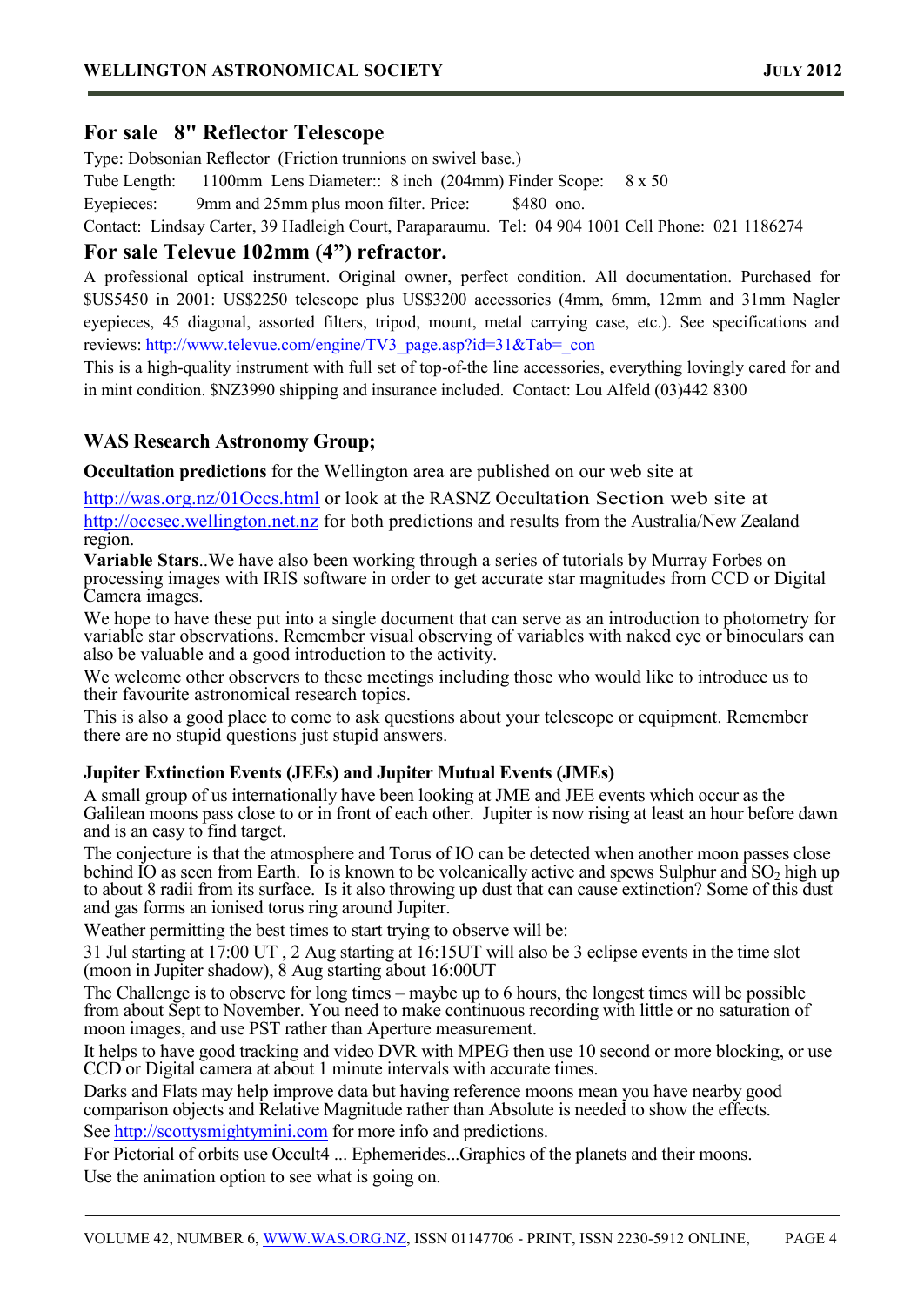## For sale 8" Reflector Telescope

Type: Dobsonian Reflector (Friction trunnions on swivel base.)

Tube Length: 1100mm Lens Diameter:: 8 inch (204mm) Finder Scope: 8 x 50

Eyepieces: 9mm and 25mm plus moon filter. Price: $480 ono.

Contact: Lindsay Carter, 39 Hadleigh Court, Paraparaumu. Tel: 04 904 1001 Cell Phone: 021 1186274

## For sale Televue 102mm (4") refractor.

A professional optical instrument. Original owner, perfect condition. All documentation. Purchased for $US5450 in 2001: US$2250 telescope plus US$3200 accessories (4mm, 6mm, 12mm and 31mm Nagler eyepieces, 45 diagonal, assorted filters, tripod, mount, metal carrying case, etc.). See specifications and reviews: http://www.televue.com/engine/TV3_page.asp?id=31&Tab=_con

This is a high-quality instrument with full set of top-of-the line accessories, everything lovingly cared for and in mint condition. $NZ3990 shipping and insurance included. Contact: Lou Alfeld (03)442 8300

### WAS Research Astronomy Group;

**Occultation predictions** for the Wellington area are published on our web site at http://was.org.nz/01Occs.html or look at the RASNZ Occultation Section web site at http://occsec.wellington.net.nz for both predictions and results from the Australia/New Zealand region.

**Variable Stars**..We have also been working through a series of tutorials by Murray Forbes on processing images with IRIS software in order to get accurate star magnitudes from CCD or Digital Camera images.

We hope to have these put into a single document that can serve as an introduction to photometry for variable star observations. Remember visual observing of variables with naked eye or binoculars can also be valuable and a good introduction to the activity.

We welcome other observers to these meetings including those who would like to introduce us to their favourite astronomical research topics.

This is also a good place to come to ask questions about your telescope or equipment. Remember there are no stupid questions just stupid answers.

#### Jupiter Extinction Events (JEEs) and Jupiter Mutual Events (JMEs)

A small group of us internationally have been looking at JME and JEE events which occur as the Galilean moons pass close to or in front of each other. Jupiter is now rising at least an hour before dawn and is an easy to find target.

The conjecture is that the atmosphere and Torus of IO can be detected when another moon passes close behind IO as seen from Earth. Io is known to be volcanically active and spews Sulphur and $SO_2$ high up to about 8 radii from its surface. Is it also throwing up dust that can cause extinction? Some of this dust and gas forms an ionised torus ring around Jupiter.

Weather permitting the best times to start trying to observe will be:

31 Jul starting at 17:00 UT , 2 Aug starting at 16:15UT will also be 3 eclipse events in the time slot (moon in Jupiter shadow), 8 Aug starting about 16:00UT

The Challenge is to observe for long times – maybe up to 6 hours, the longest times will be possible from about Sept to November. You need to make continuous recording with little or no saturation of moon images, and use PST rather than Aperture measurement.

It helps to have good tracking and video DVR with MPEG then use 10 second or more blocking, or use CCD or Digital camera at about 1 minute intervals with accurate times.

Darks and Flats may help improve data but having reference moons mean you have nearby good comparison objects and Relative Magnitude rather than Absolute is needed to show the effects.

See http://scottysmightymini.com for more info and predictions.

For Pictorial of orbits use Occult4 ... Ephemerides...Graphics of the planets and their moons.

Use the animation option to see what is going on.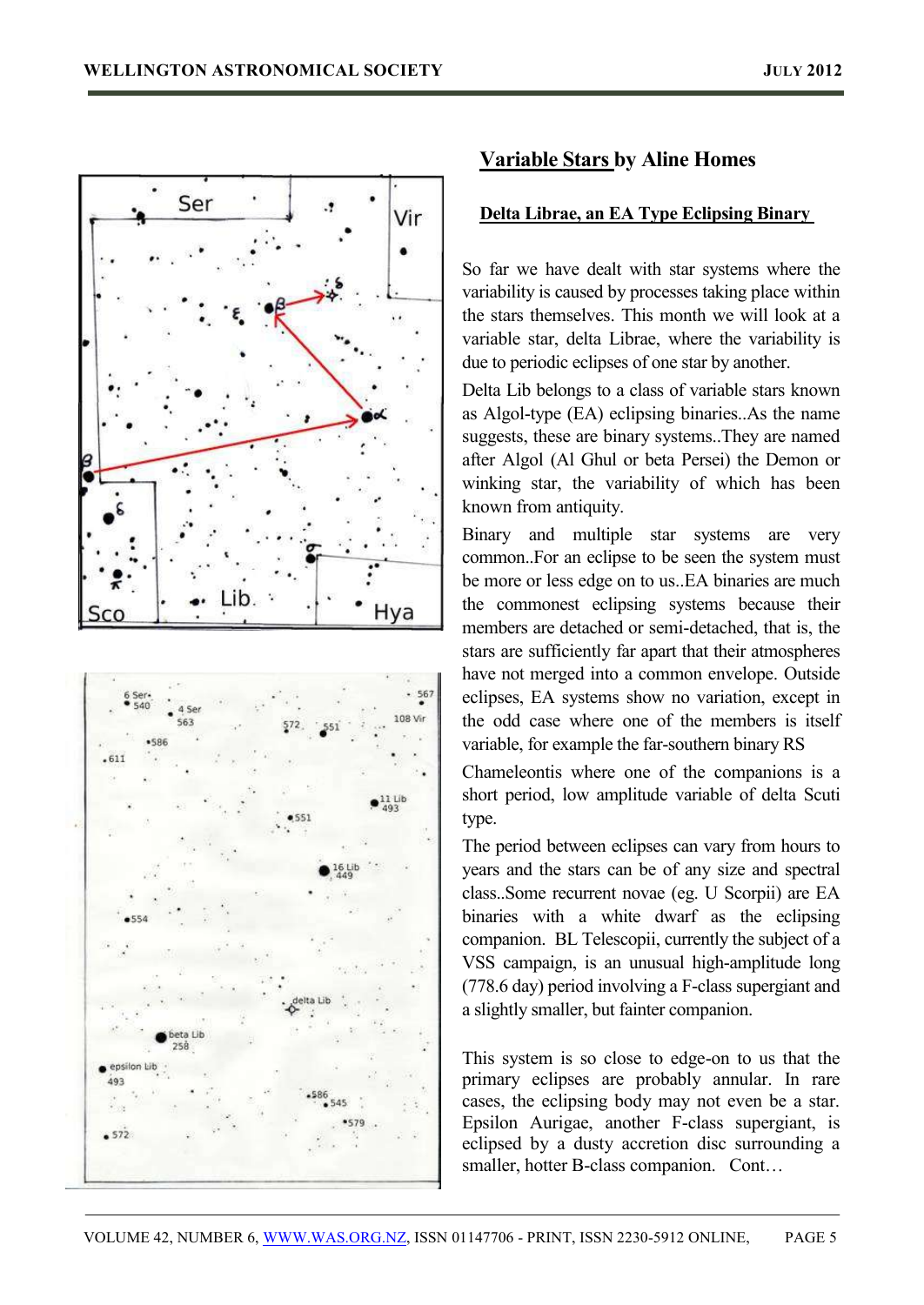## Variable Stars by Aline Homes

### Delta Librae, an EA Type Eclipsing Binary

So far we have dealt with star systems where the variability is caused by processes taking place within the stars themselves. This month we will look at a variable star, delta Librae, where the variability is due to periodic eclipses of one star by another.

Delta Lib belongs to a class of variable stars known as Algol-type (EA) eclipsing binaries..As the name suggests, these are binary systems..They are named after Algol (Al Ghul or beta Persei) the Demon or winking star, the variability of which has been known from antiquity.

Binary and multiple star systems are very common..For an eclipse to be seen the system must be more or less edge on to us..EA binaries are much the commonest eclipsing systems because their members are detached or semi-detached, that is, the stars are sufficiently far apart that their atmospheres have not merged into a common envelope. Outside eclipses, EA systems show no variation, except in the odd case where one of the members is itself variable, for example the far-southern binary RS Chameleontis where one of the companions is a short period, low amplitude variable of delta Scuti type.

The period between eclipses can vary from hours to years and the stars can be of any size and spectral class..Some recurrent novae (eg. U Scorpii) are EA binaries with a white dwarf as the eclipsing companion. BL Telescopii, currently the subject of a VSS campaign, is an unusual high-amplitude long (778.6 day) period involving a F-class supergiant and a slightly smaller, but fainter companion.

This system is so close to edge-on to us that the primary eclipses are probably annular. In rare cases, the eclipsing body may not even be a star. Epsilon Aurigae, another F-class supergiant, is eclipsed by a dusty accretion disc surrounding a smaller, hotter B-class companion. Cont…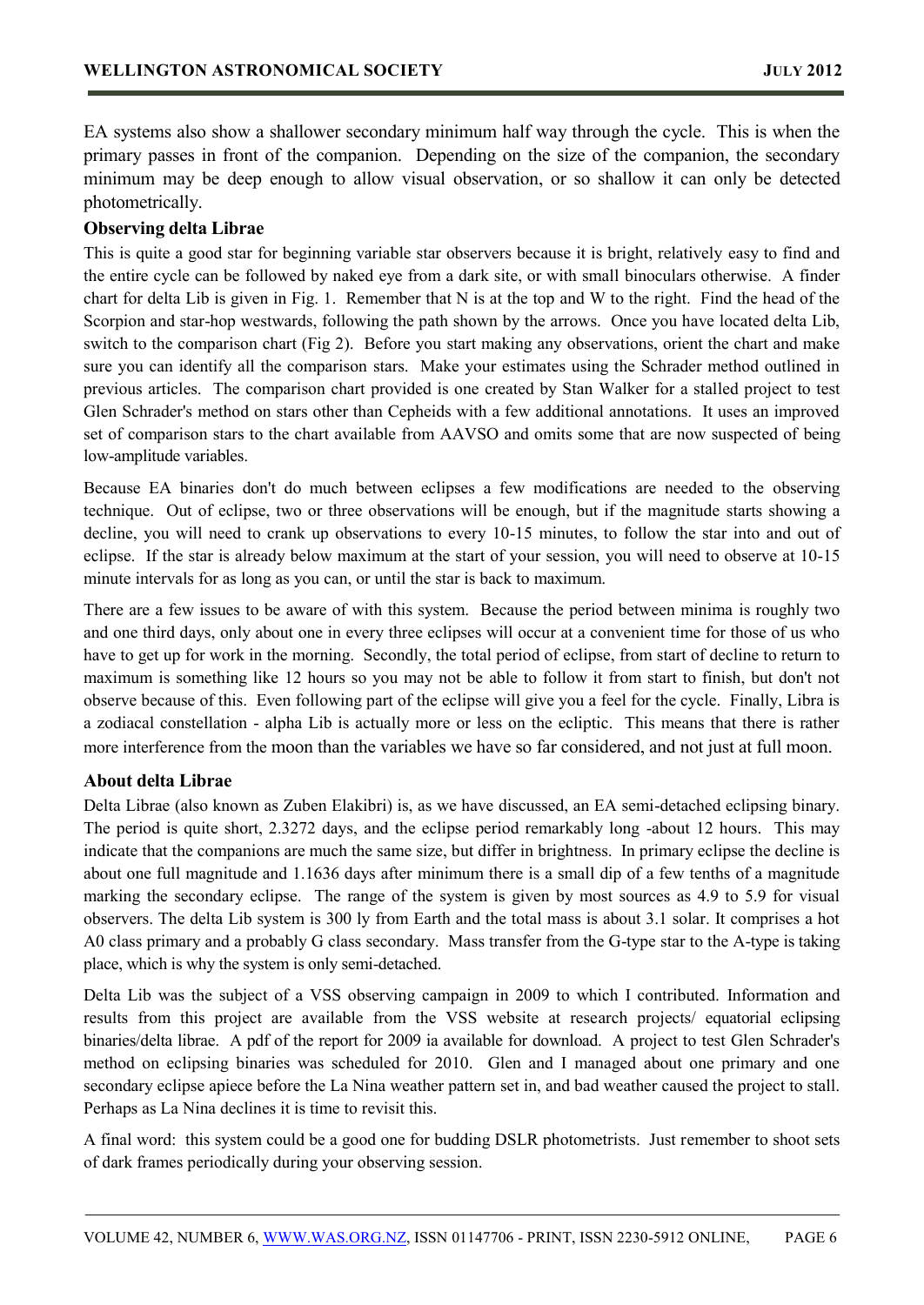EA systems also show a shallower secondary minimum half way through the cycle. This is when the primary passes in front of the companion. Depending on the size of the companion, the secondary minimum may be deep enough to allow visual observation, or so shallow it can only be detected photometrically.

### Observing delta Librae

This is quite a good star for beginning variable star observers because it is bright, relatively easy to find and the entire cycle can be followed by naked eye from a dark site, or with small binoculars otherwise. A finder chart for delta Lib is given in Fig. 1. Remember that N is at the top and W to the right. Find the head of the Scorpion and star-hop westwards, following the path shown by the arrows. Once you have located delta Lib, switch to the comparison chart (Fig 2). Before you start making any observations, orient the chart and make sure you can identify all the comparison stars. Make your estimates using the Schrader method outlined in previous articles. The comparison chart provided is one created by Stan Walker for a stalled project to test Glen Schrader's method on stars other than Cepheids with a few additional annotations. It uses an improved set of comparison stars to the chart available from AAVSO and omits some that are now suspected of being low-amplitude variables.

Because EA binaries don't do much between eclipses a few modifications are needed to the observing technique. Out of eclipse, two or three observations will be enough, but if the magnitude starts showing a decline, you will need to crank up observations to every 10-15 minutes, to follow the star into and out of eclipse. If the star is already below maximum at the start of your session, you will need to observe at 10-15 minute intervals for as long as you can, or until the star is back to maximum.

There are a few issues to be aware of with this system. Because the period between minima is roughly two and one third days, only about one in every three eclipses will occur at a convenient time for those of us who have to get up for work in the morning. Secondly, the total period of eclipse, from start of decline to return to maximum is something like 12 hours so you may not be able to follow it from start to finish, but don't not observe because of this. Even following part of the eclipse will give you a feel for the cycle. Finally, Libra is a zodiacal constellation - alpha Lib is actually more or less on the ecliptic. This means that there is rather more interference from the moon than the variables we have so far considered, and not just at full moon.

### About delta Librae

Delta Librae (also known as Zuben Elakibri) is, as we have discussed, an EA semi-detached eclipsing binary. The period is quite short, 2.3272 days, and the eclipse period remarkably long -about 12 hours. This may indicate that the companions are much the same size, but differ in brightness. In primary eclipse the decline is about one full magnitude and 1.1636 days after minimum there is a small dip of a few tenths of a magnitude marking the secondary eclipse. The range of the system is given by most sources as 4.9 to 5.9 for visual observers. The delta Lib system is 300 ly from Earth and the total mass is about 3.1 solar. It comprises a hot A0 class primary and a probably G class secondary. Mass transfer from the G-type star to the A-type is taking place, which is why the system is only semi-detached.

Delta Lib was the subject of a VSS observing campaign in 2009 to which I contributed. Information and results from this project are available from the VSS website at research projects/ equatorial eclipsing binaries/delta librae. A pdf of the report for 2009 ia available for download. A project to test Glen Schrader's method on eclipsing binaries was scheduled for 2010. Glen and I managed about one primary and one secondary eclipse apiece before the La Nina weather pattern set in, and bad weather caused the project to stall. Perhaps as La Nina declines it is time to revisit this.

A final word: this system could be a good one for budding DSLR photometrists. Just remember to shoot sets of dark frames periodically during your observing session.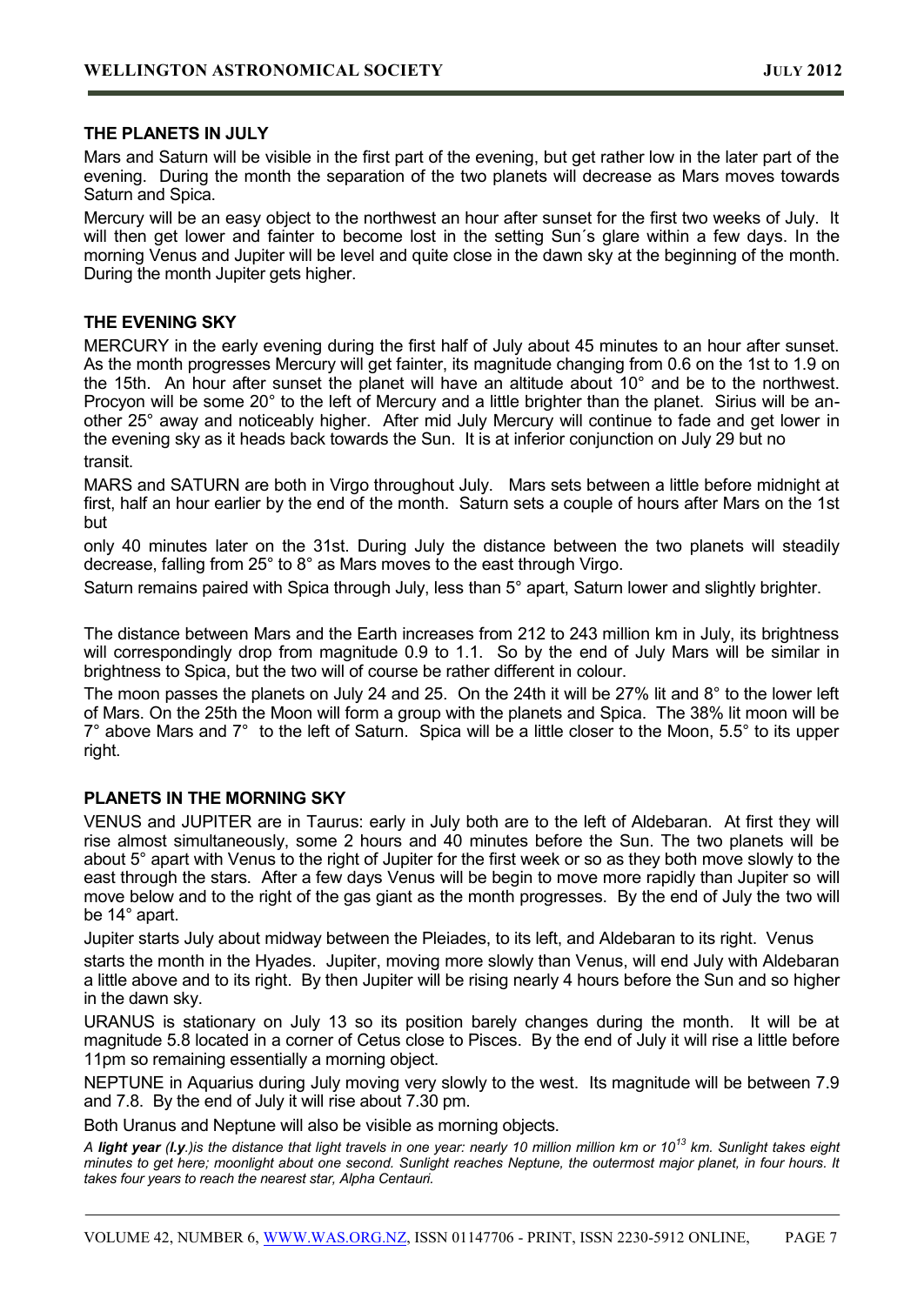## THE PLANETS IN JULY

Mars and Saturn will be visible in the first part of the evening, but get rather low in the later part of the evening. During the month the separation of the two planets will decrease as Mars moves towards Saturn and Spica.

Mercury will be an easy object to the northwest an hour after sunset for the first two weeks of July. It will then get lower and fainter to become lost in the setting Sun´s glare within a few days. In the morning Venus and Jupiter will be level and quite close in the dawn sky at the beginning of the month. During the month Jupiter gets higher.

## THE EVENING SKY

MERCURY in the early evening during the first half of July about 45 minutes to an hour after sunset. As the month progresses Mercury will get fainter, its magnitude changing from 0.6 on the 1st to 1.9 on the 15th. An hour after sunset the planet will have an altitude about 10° and be to the northwest. Procyon will be some 20° to the left of Mercury and a little brighter than the planet. Sirius will be another 25° away and noticeably higher. After mid July Mercury will continue to fade and get lower in the evening sky as it heads back towards the Sun. It is at inferior conjunction on July 29 but no transit.

MARS and SATURN are both in Virgo throughout July. Mars sets between a little before midnight at first, half an hour earlier by the end of the month. Saturn sets a couple of hours after Mars on the 1st but only 40 minutes later on the 31st. During July the distance between the two planets will steadily decrease, falling from 25° to 8° as Mars moves to the east through Virgo.

Saturn remains paired with Spica through July, less than 5° apart, Saturn lower and slightly brighter.

The distance between Mars and the Earth increases from 212 to 243 million km in July, its brightness will correspondingly drop from magnitude 0.9 to 1.1. So by the end of July Mars will be similar in brightness to Spica, but the two will of course be rather different in colour.

The moon passes the planets on July 24 and 25. On the 24th it will be 27% lit and 8° to the lower left of Mars. On the 25th the Moon will form a group with the planets and Spica. The 38% lit moon will be 7° above Mars and 7° to the left of Saturn. Spica will be a little closer to the Moon, 5.5° to its upper right.

## PLANETS IN THE MORNING SKY

VENUS and JUPITER are in Taurus: early in July both are to the left of Aldebaran. At first they will rise almost simultaneously, some 2 hours and 40 minutes before the Sun. The two planets will be about 5° apart with Venus to the right of Jupiter for the first week or so as they both move slowly to the east through the stars. After a few days Venus will be begin to move more rapidly than Jupiter so will move below and to the right of the gas giant as the month progresses. By the end of July the two will be 14° apart.

Jupiter starts July about midway between the Pleiades, to its left, and Aldebaran to its right. Venus starts the month in the Hyades. Jupiter, moving more slowly than Venus, will end July with Aldebaran a little above and to its right. By then Jupiter will be rising nearly 4 hours before the Sun and so higher in the dawn sky.

URANUS is stationary on July 13 so its position barely changes during the month. It will be at magnitude 5.8 located in a corner of Cetus close to Pisces. By the end of July it will rise a little before 11pm so remaining essentially a morning object.

NEPTUNE in Aquarius during July moving very slowly to the west. Its magnitude will be between 7.9 and 7.8. By the end of July it will rise about 7.30 pm.

Both Uranus and Neptune will also be visible as morning objects.

*A **light year** (**l.y**.)is the distance that light travels in one year: nearly 10 million million km or $10^{13}$ km. Sunlight takes eight minutes to get here; moonlight about one second. Sunlight reaches Neptune, the outermost major planet, in four hours. It takes four years to reach the nearest star, Alpha Centauri.*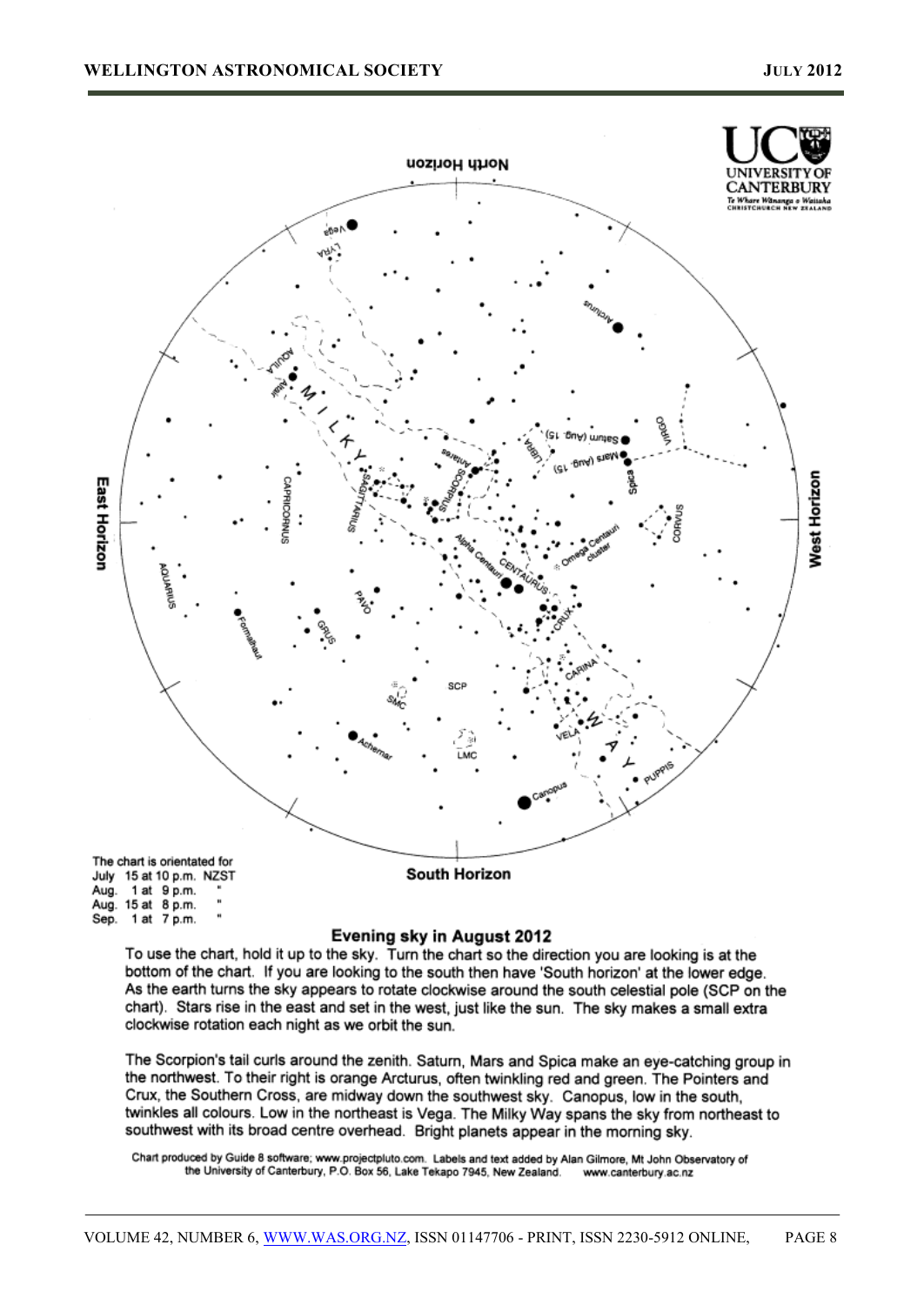North Horizon

East Horizon

West Horizon

South Horizon

VEGA LYRA AQUILA Altair MILKY WAY SAGITTARIUS SCORPIUS Antares LIBRA Saturn (Aug. 15) Mars (Aug. 15) Spica VIRGO Arcturus CAPRICORNUS CORVUS Alpha Centauri CENTAURUS Omega Centauri cluster AQUARIUS Fomalhaut PAVO GRUS CRUX CARINA SCP SMC VELA Achernar LMC PUPPIS Canopus

The chart is orientated for
July 15 at 10 p.m. NZST
Aug. 1 at 9 p.m. "
Aug. 15 at 8 p.m. "
Sep. 1 at 7 p.m. "

## Evening sky in August 2012

To use the chart, hold it up to the sky. Turn the chart so the direction you are looking is at the bottom of the chart. If you are looking to the south then have 'South horizon' at the lower edge. As the earth turns the sky appears to rotate clockwise around the south celestial pole (SCP on the chart). Stars rise in the east and set in the west, just like the sun. The sky makes a small extra clockwise rotation each night as we orbit the sun.

The Scorpion's tail curls around the zenith. Saturn, Mars and Spica make an eye-catching group in the northwest. To their right is orange Arcturus, often twinkling red and green. The Pointers and Crux, the Southern Cross, are midway down the southwest sky. Canopus, low in the south, twinkles all colours. Low in the northeast is Vega. The Milky Way spans the sky from northeast to southwest with its broad centre overhead. Bright planets appear in the morning sky.

Chart produced by Guide 8 software; www.projectpluto.com. Labels and text added by Alan Gilmore, Mt John Observatory of the University of Canterbury, P.O. Box 56, Lake Tekapo 7945, New Zealand. www.canterbury.ac.nz